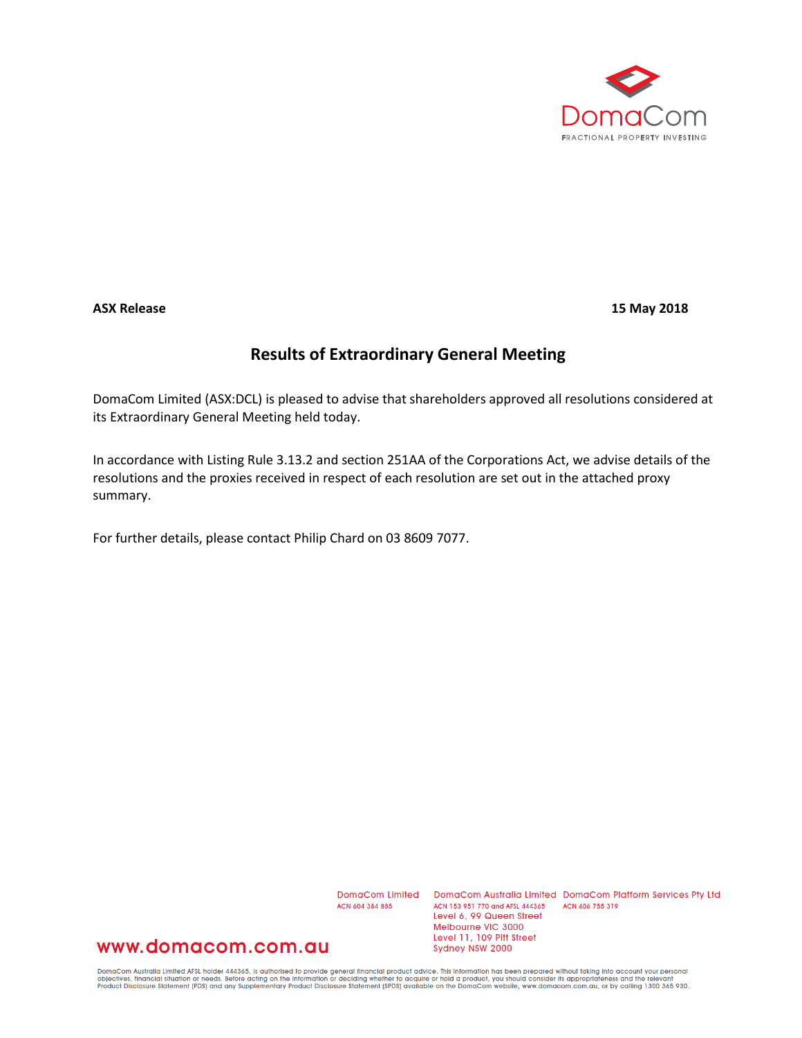DomaCom

FRACTIONAL PROPERTY INVESTING

**ASX Release** **15 May 2018**

## Results of Extraordinary General Meeting

DomaCom Limited (ASX:DCL) is pleased to advise that shareholders approved all resolutions considered at its Extraordinary General Meeting held today.

In accordance with Listing Rule 3.13.2 and section 251AA of the Corporations Act, we advise details of the resolutions and the proxies received in respect of each resolution are set out in the attached proxy summary.

For further details, please contact Philip Chard on 03 8609 7077.

DomaCom Limited
ACN 604 384 885

DomaCom Australia Limited
ACN 153 951 770 and AFSL 444365
Level 6, 99 Queen Street
Melbourne VIC 3000
Level 11, 109 Pitt Street
Sydney NSW 2000

DomaCom Platform Services Pty Ltd
ACN 606 755 319

www.domacom.com.au

DomaCom Australia Limited AFSL holder 444365, is authorised to provide general financial product advice. This information has been prepared without taking into account your personal objectives, financial situation or needs. Before acting on the information or deciding whether to acquire or hold a product, you should consider its appropriateness and the relevant Product Disclosure Statement (PDS) and any Supplementary Product Disclosure Statement (SPDS) available on the DomaCom website, www.domacom.com.au, or by calling 1300 365 930.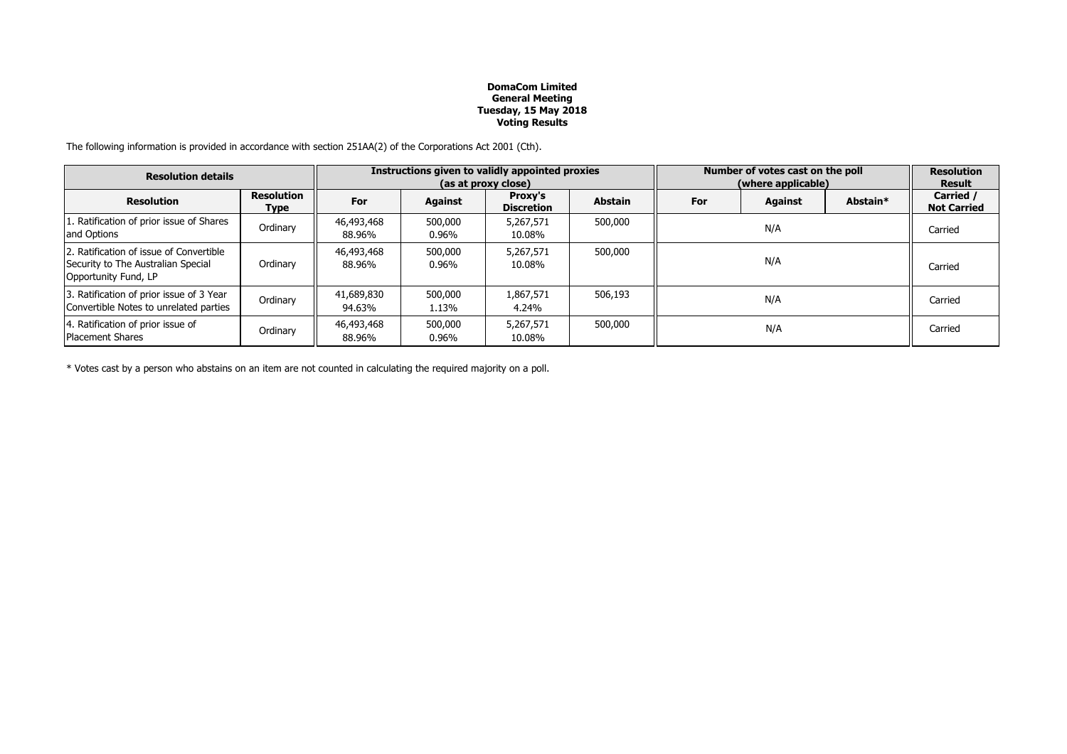**DomaCom Limited**
**General Meeting**
**Tuesday, 15 May 2018**
**Voting Results**

The following information is provided in accordance with section 251AA(2) of the Corporations Act 2001 (Cth).

| Resolution details | | Instructions given to validly appointed proxies (as at proxy close) | | | | Number of votes cast on the poll (where applicable) | | | Resolution Result |
|---|---|---|---|---|---|---|---|---|---|
| **Resolution** | **Resolution Type** | **For** | **Against** | **Proxy's Discretion** | **Abstain** | **For** | **Against** | **Abstain*** | **Carried / Not Carried** |
| 1. Ratification of prior issue of Shares and Options | Ordinary | 46,493,468 88.96% | 500,000 0.96% | 5,267,571 10.08% | 500,000 | N/A | | | Carried |
| 2. Ratification of issue of Convertible Security to The Australian Special Opportunity Fund, LP | Ordinary | 46,493,468 88.96% | 500,000 0.96% | 5,267,571 10.08% | 500,000 | N/A | | | Carried |
| 3. Ratification of prior issue of 3 Year Convertible Notes to unrelated parties | Ordinary | 41,689,830 94.63% | 500,000 1.13% | 1,867,571 4.24% | 506,193 | N/A | | | Carried |
| 4. Ratification of prior issue of Placement Shares | Ordinary | 46,493,468 88.96% | 500,000 0.96% | 5,267,571 10.08% | 500,000 | N/A | | | Carried |

* Votes cast by a person who abstains on an item are not counted in calculating the required majority on a poll.